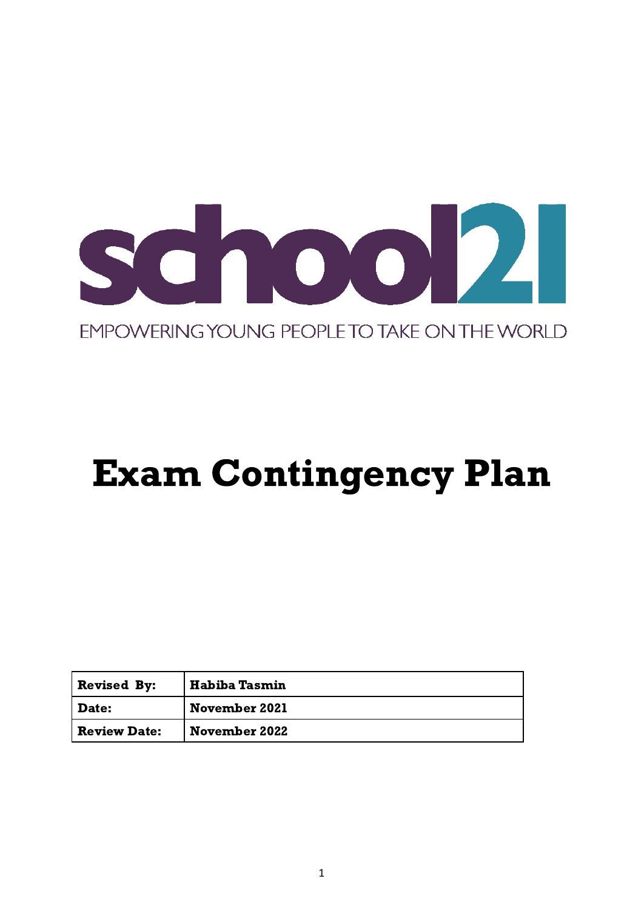school21

EMPOWERING YOUNG PEOPLE TO TAKE ON THE WORLD

# Exam Contingency Plan

| **Revised By:** | **Habiba Tasmin** |
| --- | --- |
| **Date:** | **November 2021** |
| **Review Date:** | **November 2022** |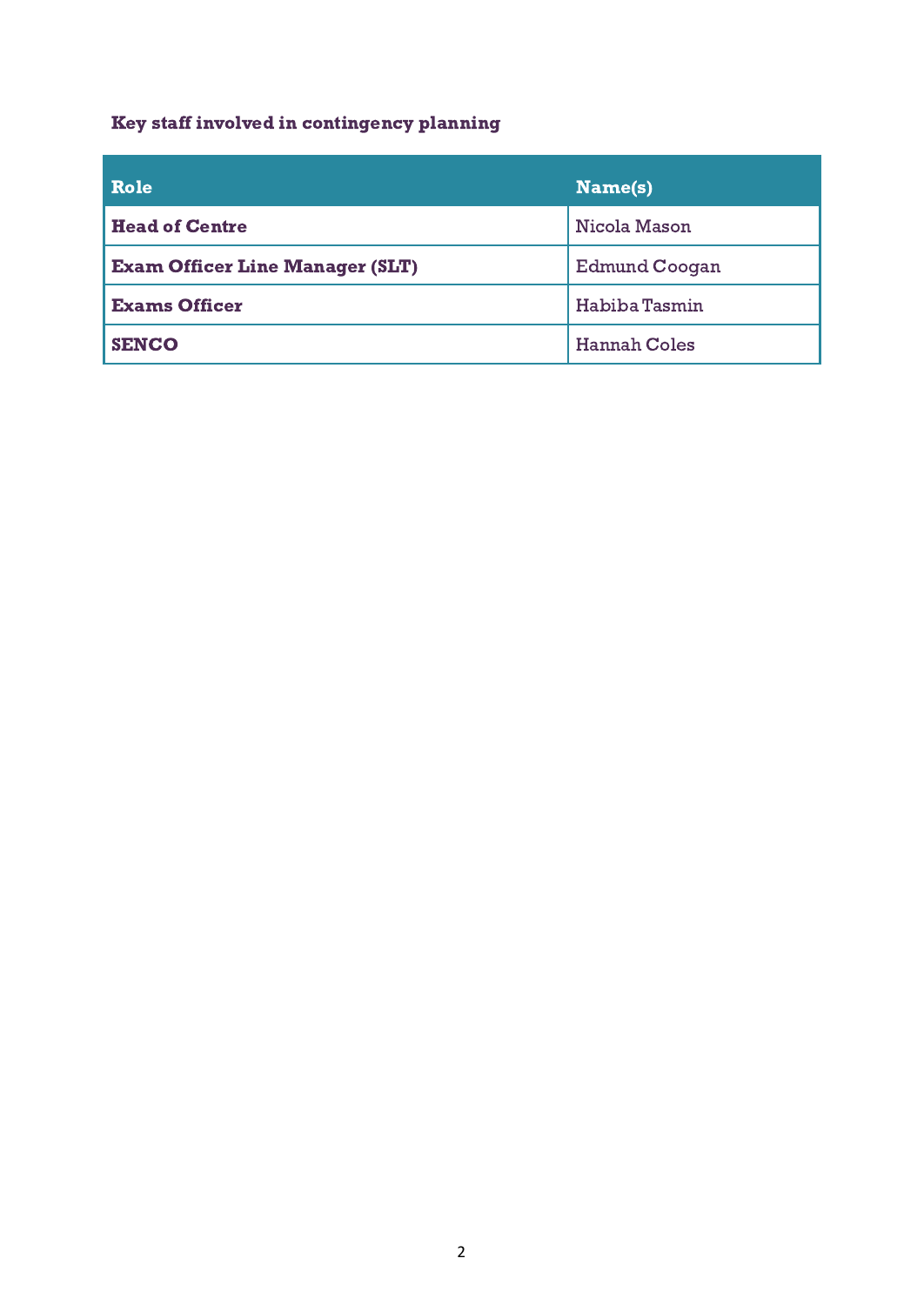**Key staff involved in contingency planning**

| Role | Name(s) |
| --- | --- |
| **Head of Centre** | Nicola Mason |
| **Exam Officer Line Manager (SLT)** | Edmund Coogan |
| **Exams Officer** | Habiba Tasmin |
| **SENCO** | Hannah Coles |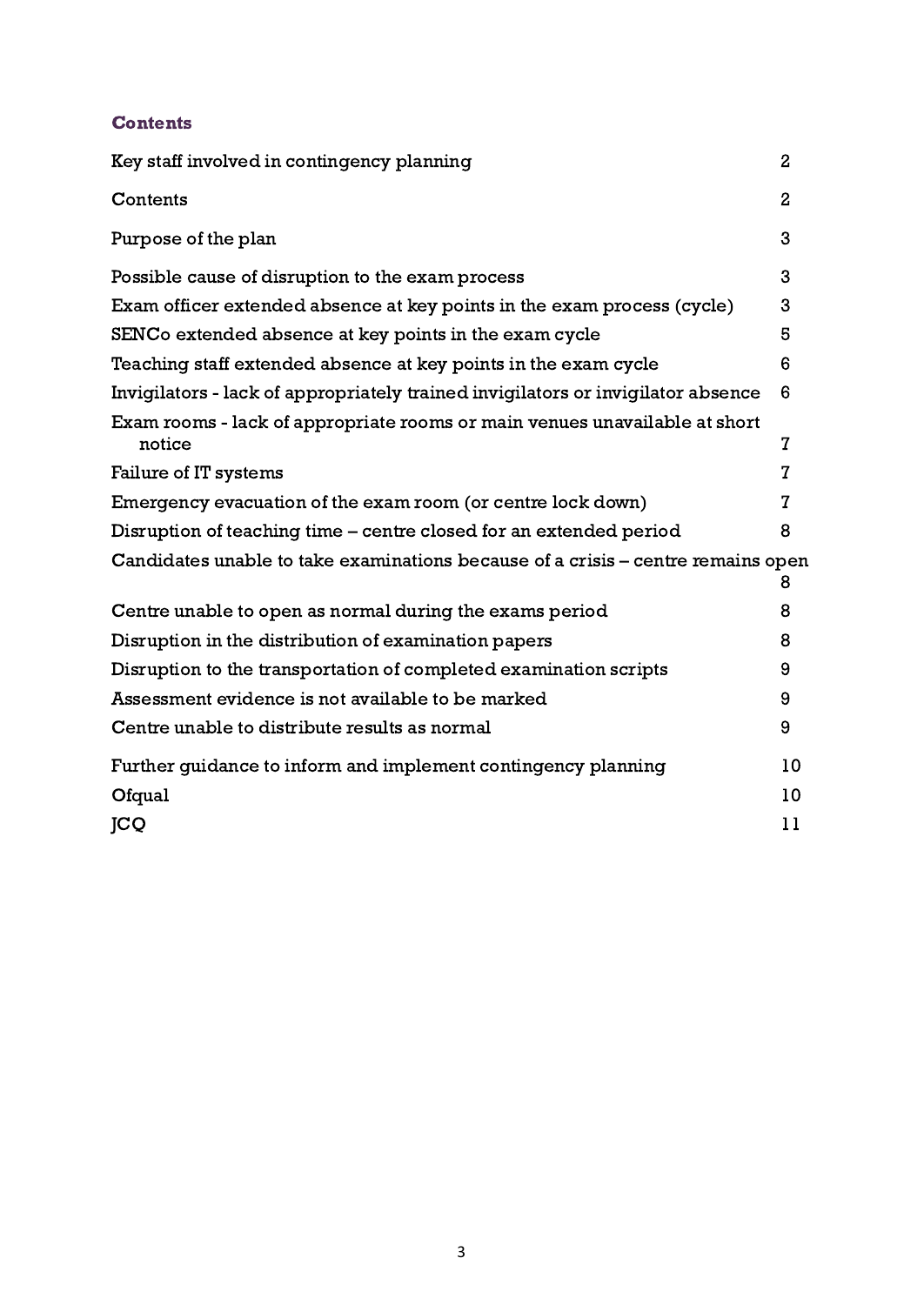## Contents

| | |
|---|---|
| Key staff involved in contingency planning | 2 |
| Contents | 2 |
| Purpose of the plan | 3 |
| Possible cause of disruption to the exam process | 3 |
| Exam officer extended absence at key points in the exam process (cycle) | 3 |
| SENCo extended absence at key points in the exam cycle | 5 |
| Teaching staff extended absence at key points in the exam cycle | 6 |
| Invigilators - lack of appropriately trained invigilators or invigilator absence | 6 |
| Exam rooms - lack of appropriate rooms or main venues unavailable at short notice | 7 |
| Failure of IT systems | 7 |
| Emergency evacuation of the exam room (or centre lock down) | 7 |
| Disruption of teaching time – centre closed for an extended period | 8 |
| Candidates unable to take examinations because of a crisis – centre remains open | 8 |
| Centre unable to open as normal during the exams period | 8 |
| Disruption in the distribution of examination papers | 8 |
| Disruption to the transportation of completed examination scripts | 9 |
| Assessment evidence is not available to be marked | 9 |
| Centre unable to distribute results as normal | 9 |
| Further guidance to inform and implement contingency planning | 10 |
| Ofqual | 10 |
| JCQ | 11 |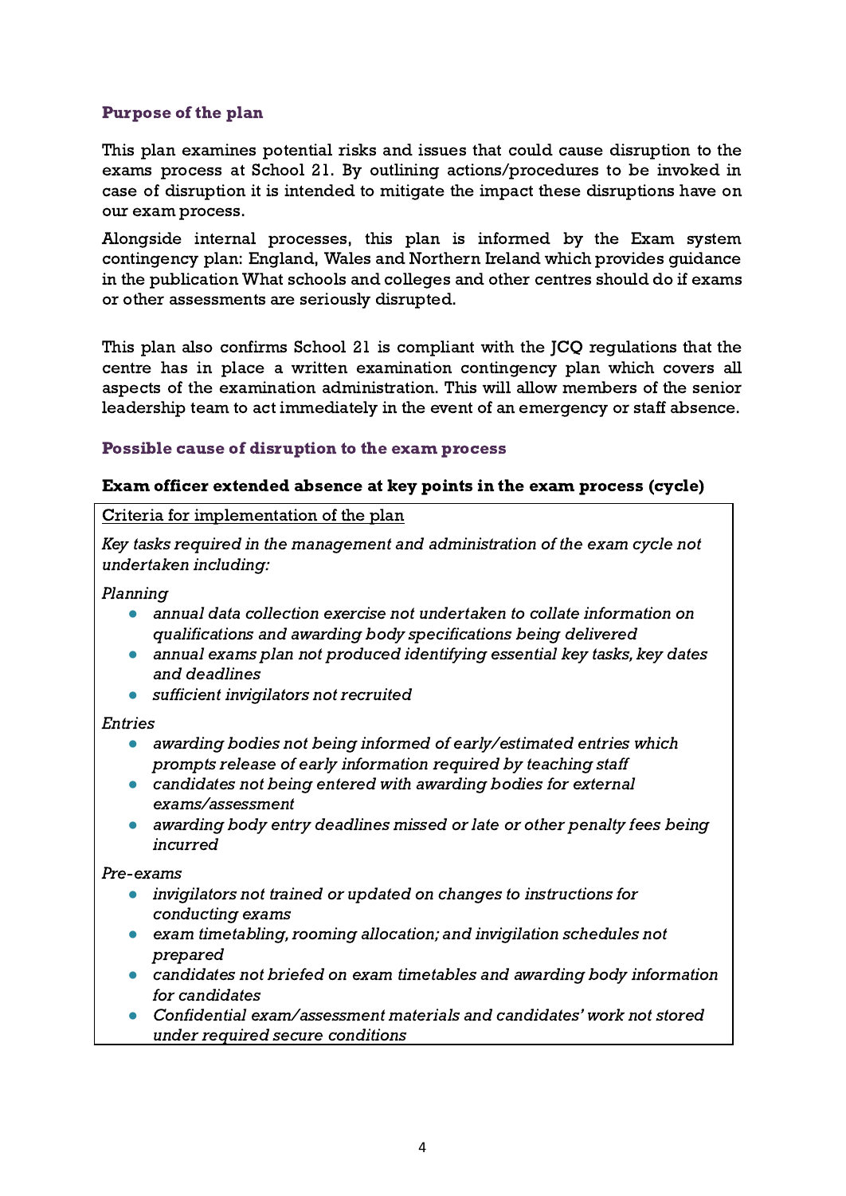## Purpose of the plan

This plan examines potential risks and issues that could cause disruption to the exams process at School 21. By outlining actions/procedures to be invoked in case of disruption it is intended to mitigate the impact these disruptions have on our exam process.

Alongside internal processes, this plan is informed by the Exam system contingency plan: England, Wales and Northern Ireland which provides guidance in the publication What schools and colleges and other centres should do if exams or other assessments are seriously disrupted.

This plan also confirms School 21 is compliant with the JCQ regulations that the centre has in place a written examination contingency plan which covers all aspects of the examination administration. This will allow members of the senior leadership team to act immediately in the event of an emergency or staff absence.

## Possible cause of disruption to the exam process

### Exam officer extended absence at key points in the exam process (cycle)

Criteria for implementation of the plan

*Key tasks required in the management and administration of the exam cycle not undertaken including:*

*Planning*

- *annual data collection exercise not undertaken to collate information on qualifications and awarding body specifications being delivered*
- *annual exams plan not produced identifying essential key tasks, key dates and deadlines*
- *sufficient invigilators not recruited*

*Entries*

- *awarding bodies not being informed of early/estimated entries which prompts release of early information required by teaching staff*
- *candidates not being entered with awarding bodies for external exams/assessment*
- *awarding body entry deadlines missed or late or other penalty fees being incurred*

*Pre-exams*

- *invigilators not trained or updated on changes to instructions for conducting exams*
- *exam timetabling, rooming allocation; and invigilation schedules not prepared*
- *candidates not briefed on exam timetables and awarding body information for candidates*
- *Confidential exam/assessment materials and candidates' work not stored under required secure conditions*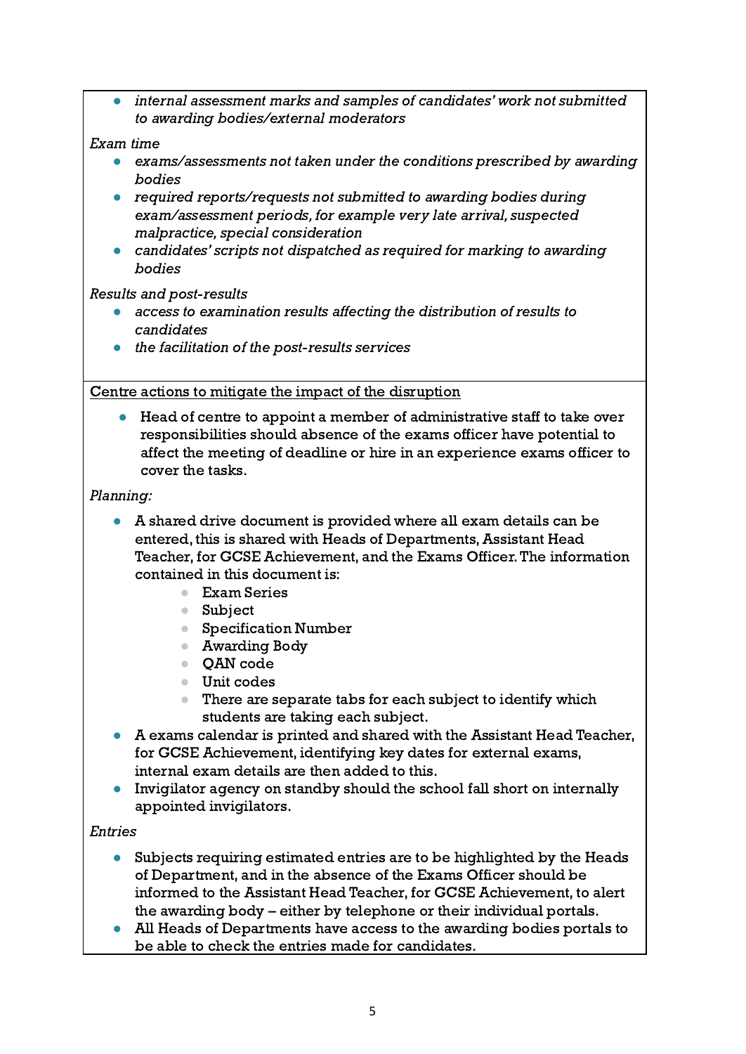- *internal assessment marks and samples of candidates' work not submitted to awarding bodies/external moderators*

*Exam time*

- *exams/assessments not taken under the conditions prescribed by awarding bodies*
- *required reports/requests not submitted to awarding bodies during exam/assessment periods, for example very late arrival, suspected malpractice, special consideration*
- *candidates' scripts not dispatched as required for marking to awarding bodies*

*Results and post-results*

- *access to examination results affecting the distribution of results to candidates*
- *the facilitation of the post-results services*

<u>Centre actions to mitigate the impact of the disruption</u>

- Head of centre to appoint a member of administrative staff to take over responsibilities should absence of the exams officer have potential to affect the meeting of deadline or hire in an experience exams officer to cover the tasks.

*Planning:*

- A shared drive document is provided where all exam details can be entered, this is shared with Heads of Departments, Assistant Head Teacher, for GCSE Achievement, and the Exams Officer. The information contained in this document is:
    - Exam Series
    - Subject
    - Specification Number
    - Awarding Body
    - QAN code
    - Unit codes
    - There are separate tabs for each subject to identify which students are taking each subject.
- A exams calendar is printed and shared with the Assistant Head Teacher, for GCSE Achievement, identifying key dates for external exams, internal exam details are then added to this.
- Invigilator agency on standby should the school fall short on internally appointed invigilators.

*Entries*

- Subjects requiring estimated entries are to be highlighted by the Heads of Department, and in the absence of the Exams Officer should be informed to the Assistant Head Teacher, for GCSE Achievement, to alert the awarding body – either by telephone or their individual portals.
- All Heads of Departments have access to the awarding bodies portals to be able to check the entries made for candidates.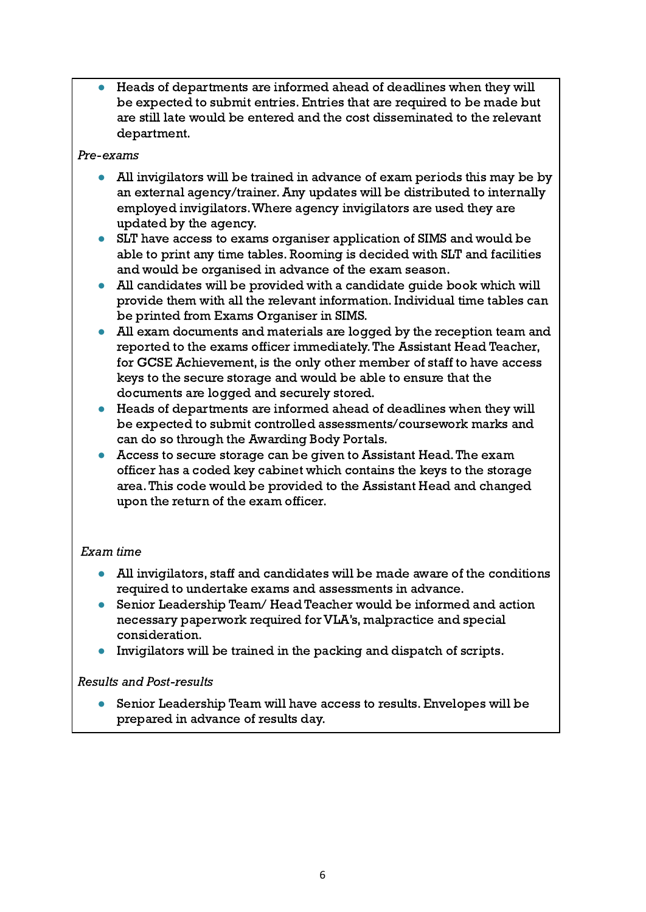- Heads of departments are informed ahead of deadlines when they will be expected to submit entries. Entries that are required to be made but are still late would be entered and the cost disseminated to the relevant department.

*Pre-exams*

- All invigilators will be trained in advance of exam periods this may be by an external agency/trainer. Any updates will be distributed to internally employed invigilators. Where agency invigilators are used they are updated by the agency.
- SLT have access to exams organiser application of SIMS and would be able to print any time tables. Rooming is decided with SLT and facilities and would be organised in advance of the exam season.
- All candidates will be provided with a candidate guide book which will provide them with all the relevant information. Individual time tables can be printed from Exams Organiser in SIMS.
- All exam documents and materials are logged by the reception team and reported to the exams officer immediately. The Assistant Head Teacher, for GCSE Achievement, is the only other member of staff to have access keys to the secure storage and would be able to ensure that the documents are logged and securely stored.
- Heads of departments are informed ahead of deadlines when they will be expected to submit controlled assessments/coursework marks and can do so through the Awarding Body Portals.
- Access to secure storage can be given to Assistant Head. The exam officer has a coded key cabinet which contains the keys to the storage area. This code would be provided to the Assistant Head and changed upon the return of the exam officer.

*Exam time*

- All invigilators, staff and candidates will be made aware of the conditions required to undertake exams and assessments in advance.
- Senior Leadership Team/ Head Teacher would be informed and action necessary paperwork required for VLA's, malpractice and special consideration.
- Invigilators will be trained in the packing and dispatch of scripts.

*Results and Post-results*

- Senior Leadership Team will have access to results. Envelopes will be prepared in advance of results day.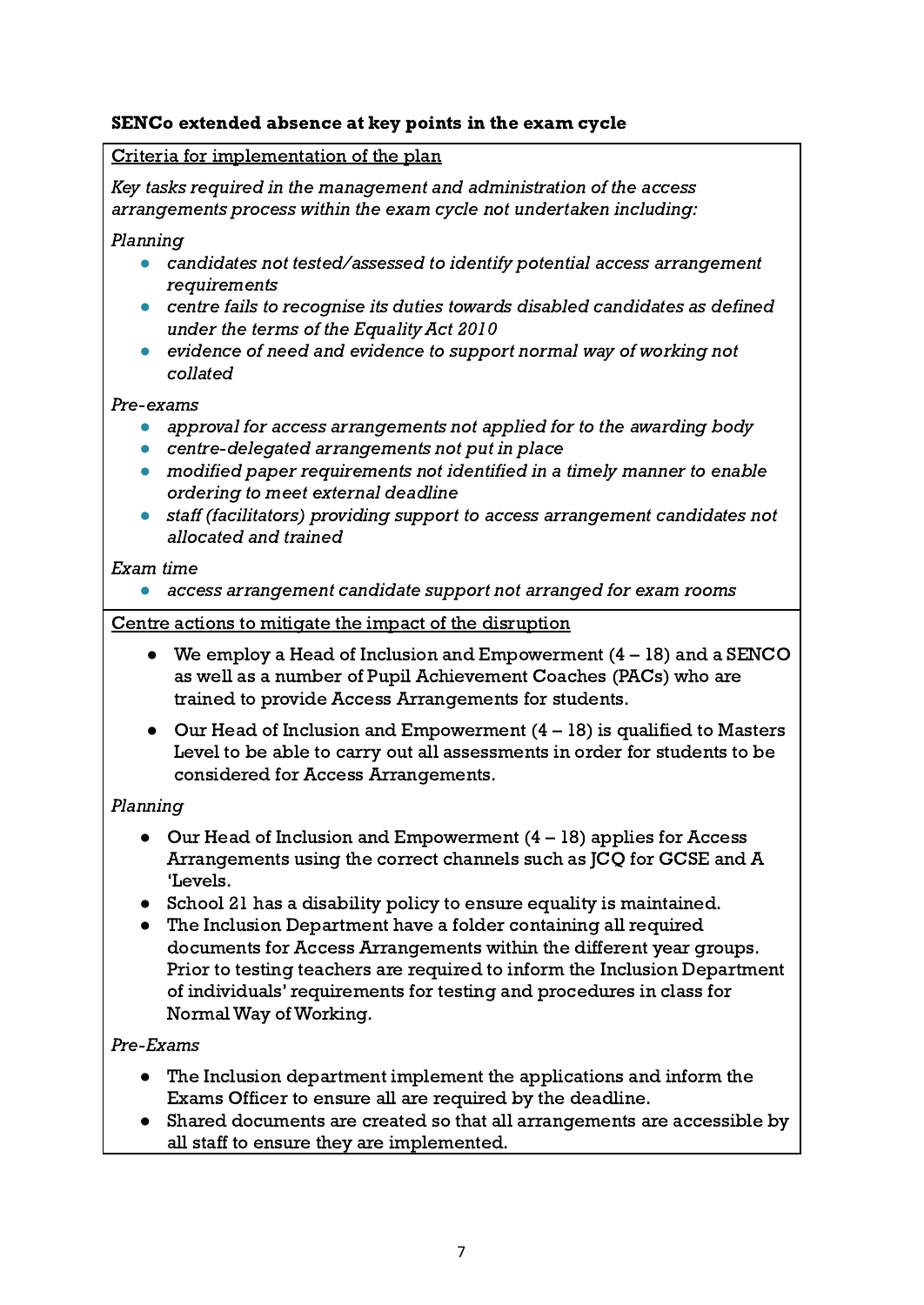**SENCo extended absence at key points in the exam cycle**

Criteria for implementation of the plan

*Key tasks required in the management and administration of the access arrangements process within the exam cycle not undertaken including:*

*Planning*

- *candidates not tested/assessed to identify potential access arrangement requirements*
- *centre fails to recognise its duties towards disabled candidates as defined under the terms of the Equality Act 2010*
- *evidence of need and evidence to support normal way of working not collated*

*Pre-exams*

- *approval for access arrangements not applied for to the awarding body*
- *centre-delegated arrangements not put in place*
- *modified paper requirements not identified in a timely manner to enable ordering to meet external deadline*
- *staff (facilitators) providing support to access arrangement candidates not allocated and trained*

*Exam time*

- *access arrangement candidate support not arranged for exam rooms*

Centre actions to mitigate the impact of the disruption

- We employ a Head of Inclusion and Empowerment (4 – 18) and a SENCO as well as a number of Pupil Achievement Coaches (PACs) who are trained to provide Access Arrangements for students.
- Our Head of Inclusion and Empowerment (4 – 18) is qualified to Masters Level to be able to carry out all assessments in order for students to be considered for Access Arrangements.

*Planning*

- Our Head of Inclusion and Empowerment (4 – 18) applies for Access Arrangements using the correct channels such as JCQ for GCSE and A 'Levels.
- School 21 has a disability policy to ensure equality is maintained.
- The Inclusion Department have a folder containing all required documents for Access Arrangements within the different year groups. Prior to testing teachers are required to inform the Inclusion Department of individuals' requirements for testing and procedures in class for Normal Way of Working.

*Pre-Exams*

- The Inclusion department implement the applications and inform the Exams Officer to ensure all are required by the deadline.
- Shared documents are created so that all arrangements are accessible by all staff to ensure they are implemented.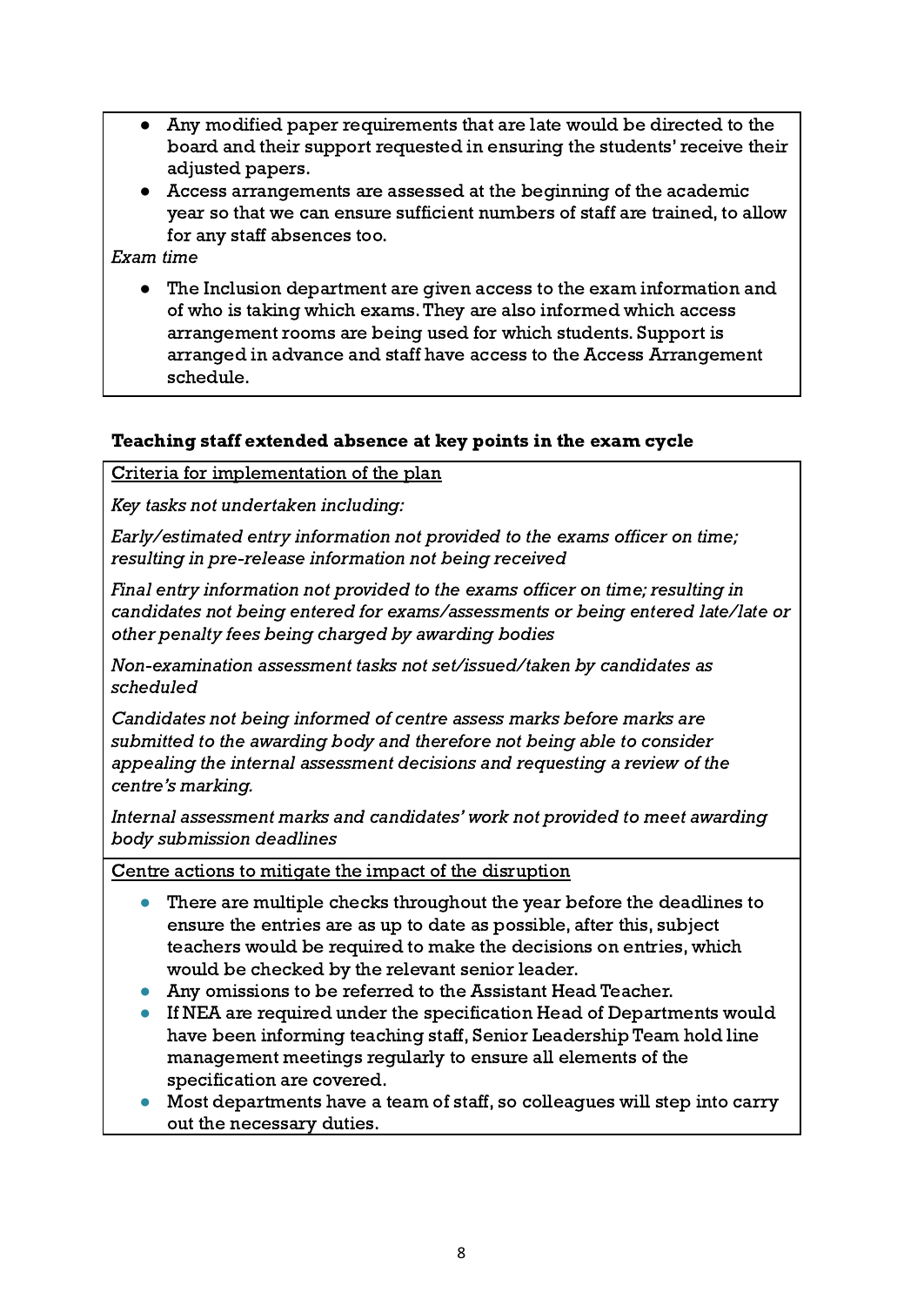- Any modified paper requirements that are late would be directed to the board and their support requested in ensuring the students' receive their adjusted papers.
- Access arrangements are assessed at the beginning of the academic year so that we can ensure sufficient numbers of staff are trained, to allow for any staff absences too.

*Exam time*

- The Inclusion department are given access to the exam information and of who is taking which exams. They are also informed which access arrangement rooms are being used for which students. Support is arranged in advance and staff have access to the Access Arrangement schedule.

**Teaching staff extended absence at key points in the exam cycle**

Criteria for implementation of the plan

*Key tasks not undertaken including:*

*Early/estimated entry information not provided to the exams officer on time; resulting in pre-release information not being received*

*Final entry information not provided to the exams officer on time; resulting in candidates not being entered for exams/assessments or being entered late/late or other penalty fees being charged by awarding bodies*

*Non-examination assessment tasks not set/issued/taken by candidates as scheduled*

*Candidates not being informed of centre assess marks before marks are submitted to the awarding body and therefore not being able to consider appealing the internal assessment decisions and requesting a review of the centre's marking.*

*Internal assessment marks and candidates' work not provided to meet awarding body submission deadlines*

Centre actions to mitigate the impact of the disruption

- There are multiple checks throughout the year before the deadlines to ensure the entries are as up to date as possible, after this, subject teachers would be required to make the decisions on entries, which would be checked by the relevant senior leader.
- Any omissions to be referred to the Assistant Head Teacher.
- If NEA are required under the specification Head of Departments would have been informing teaching staff, Senior Leadership Team hold line management meetings regularly to ensure all elements of the specification are covered.
- Most departments have a team of staff, so colleagues will step into carry out the necessary duties.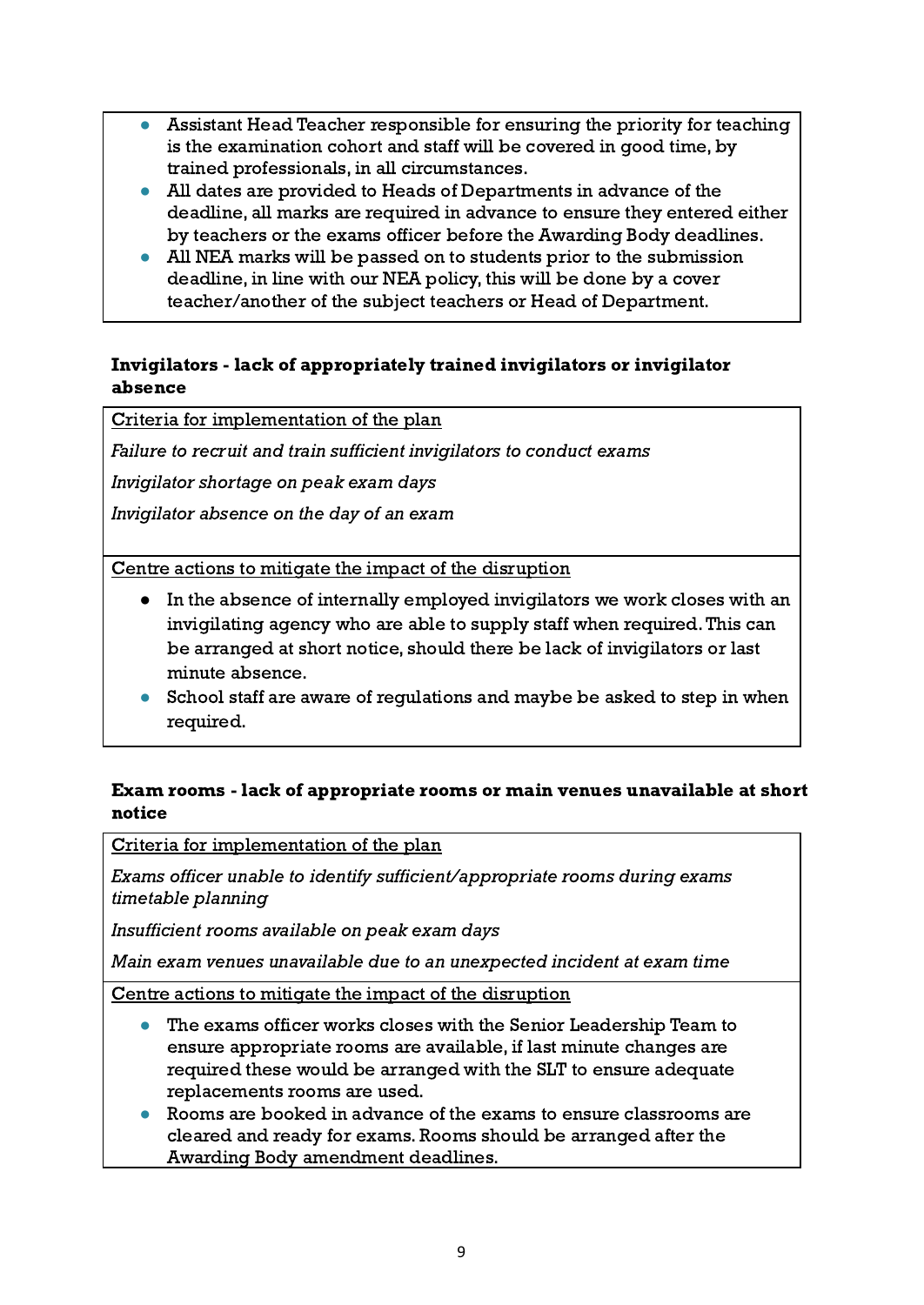- Assistant Head Teacher responsible for ensuring the priority for teaching is the examination cohort and staff will be covered in good time, by trained professionals, in all circumstances.
- All dates are provided to Heads of Departments in advance of the deadline, all marks are required in advance to ensure they entered either by teachers or the exams officer before the Awarding Body deadlines.
- All NEA marks will be passed on to students prior to the submission deadline, in line with our NEA policy, this will be done by a cover teacher/another of the subject teachers or Head of Department.

**Invigilators - lack of appropriately trained invigilators or invigilator absence**

Criteria for implementation of the plan

*Failure to recruit and train sufficient invigilators to conduct exams*

*Invigilator shortage on peak exam days*

*Invigilator absence on the day of an exam*

Centre actions to mitigate the impact of the disruption

- In the absence of internally employed invigilators we work closes with an invigilating agency who are able to supply staff when required. This can be arranged at short notice, should there be lack of invigilators or last minute absence.
- School staff are aware of regulations and maybe be asked to step in when required.

**Exam rooms - lack of appropriate rooms or main venues unavailable at short notice**

Criteria for implementation of the plan

*Exams officer unable to identify sufficient/appropriate rooms during exams timetable planning*

*Insufficient rooms available on peak exam days*

*Main exam venues unavailable due to an unexpected incident at exam time*

Centre actions to mitigate the impact of the disruption

- The exams officer works closes with the Senior Leadership Team to ensure appropriate rooms are available, if last minute changes are required these would be arranged with the SLT to ensure adequate replacements rooms are used.
- Rooms are booked in advance of the exams to ensure classrooms are cleared and ready for exams. Rooms should be arranged after the Awarding Body amendment deadlines.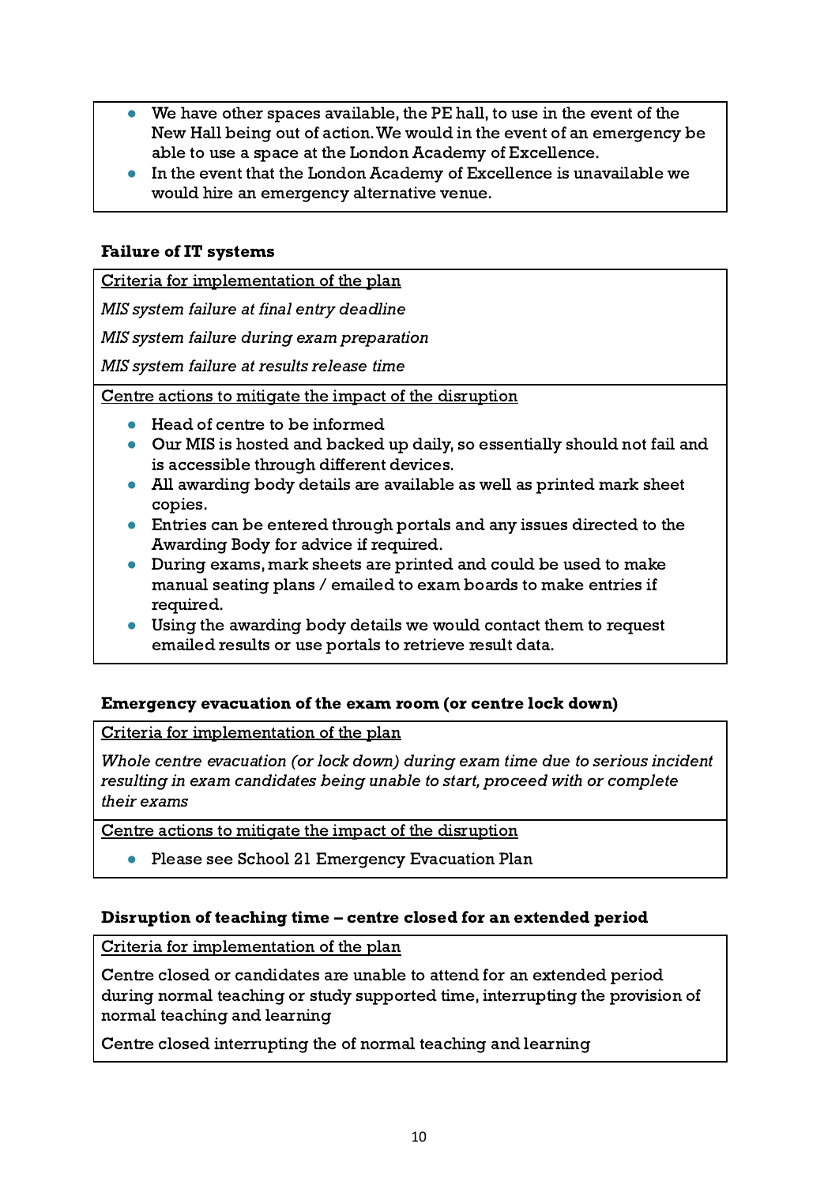- We have other spaces available, the PE hall, to use in the event of the New Hall being out of action. We would in the event of an emergency be able to use a space at the London Academy of Excellence.
- In the event that the London Academy of Excellence is unavailable we would hire an emergency alternative venue.

**Failure of IT systems**

Criteria for implementation of the plan

*MIS system failure at final entry deadline*

*MIS system failure during exam preparation*

*MIS system failure at results release time*

Centre actions to mitigate the impact of the disruption

- Head of centre to be informed
- Our MIS is hosted and backed up daily, so essentially should not fail and is accessible through different devices.
- All awarding body details are available as well as printed mark sheet copies.
- Entries can be entered through portals and any issues directed to the Awarding Body for advice if required.
- During exams, mark sheets are printed and could be used to make manual seating plans / emailed to exam boards to make entries if required.
- Using the awarding body details we would contact them to request emailed results or use portals to retrieve result data.

**Emergency evacuation of the exam room (or centre lock down)**

Criteria for implementation of the plan

*Whole centre evacuation (or lock down) during exam time due to serious incident resulting in exam candidates being unable to start, proceed with or complete their exams*

Centre actions to mitigate the impact of the disruption

- Please see School 21 Emergency Evacuation Plan

**Disruption of teaching time – centre closed for an extended period**

Criteria for implementation of the plan

Centre closed or candidates are unable to attend for an extended period during normal teaching or study supported time, interrupting the provision of normal teaching and learning

Centre closed interrupting the of normal teaching and learning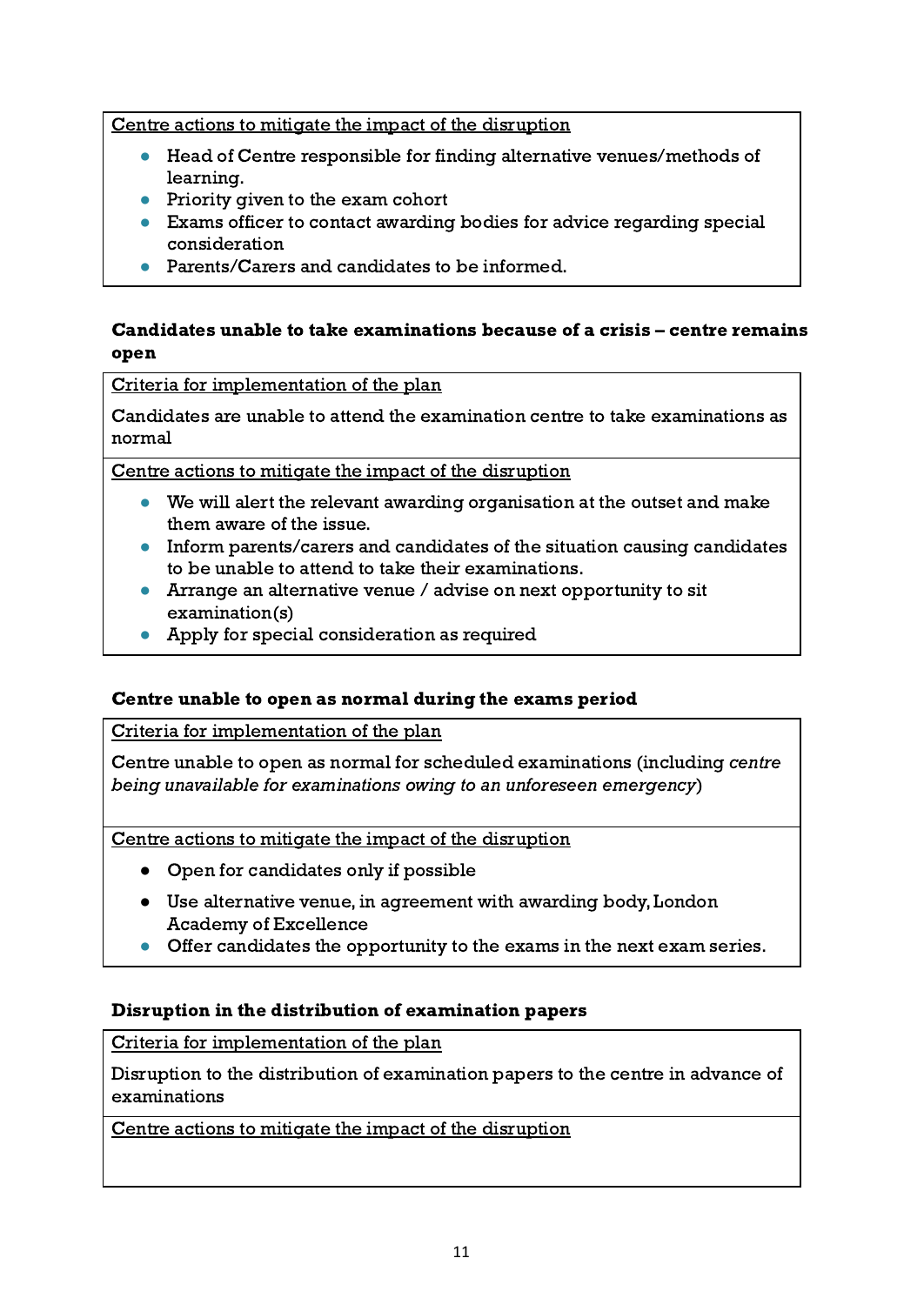Centre actions to mitigate the impact of the disruption

- Head of Centre responsible for finding alternative venues/methods of learning.
- Priority given to the exam cohort
- Exams officer to contact awarding bodies for advice regarding special consideration
- Parents/Carers and candidates to be informed.

### Candidates unable to take examinations because of a crisis – centre remains open

Criteria for implementation of the plan

Candidates are unable to attend the examination centre to take examinations as normal

Centre actions to mitigate the impact of the disruption

- We will alert the relevant awarding organisation at the outset and make them aware of the issue.
- Inform parents/carers and candidates of the situation causing candidates to be unable to attend to take their examinations.
- Arrange an alternative venue / advise on next opportunity to sit examination(s)
- Apply for special consideration as required

### Centre unable to open as normal during the exams period

Criteria for implementation of the plan

Centre unable to open as normal for scheduled examinations (including *centre being unavailable for examinations owing to an unforeseen emergency*)

Centre actions to mitigate the impact of the disruption

- Open for candidates only if possible
- Use alternative venue, in agreement with awarding body, London Academy of Excellence
- Offer candidates the opportunity to the exams in the next exam series.

### Disruption in the distribution of examination papers

Criteria for implementation of the plan

Disruption to the distribution of examination papers to the centre in advance of examinations

Centre actions to mitigate the impact of the disruption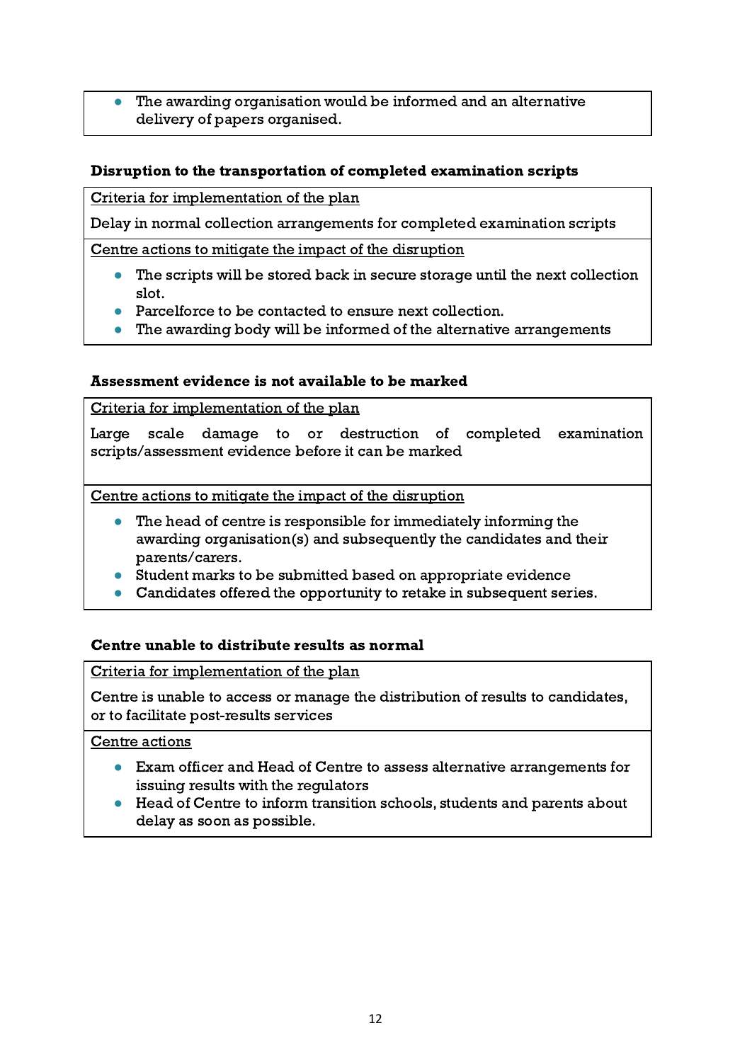- The awarding organisation would be informed and an alternative delivery of papers organised.

**Disruption to the transportation of completed examination scripts**

Criteria for implementation of the plan

Delay in normal collection arrangements for completed examination scripts

Centre actions to mitigate the impact of the disruption

- The scripts will be stored back in secure storage until the next collection slot.
- Parcelforce to be contacted to ensure next collection.
- The awarding body will be informed of the alternative arrangements

**Assessment evidence is not available to be marked**

Criteria for implementation of the plan

Large scale damage to or destruction of completed examination scripts/assessment evidence before it can be marked

Centre actions to mitigate the impact of the disruption

- The head of centre is responsible for immediately informing the awarding organisation(s) and subsequently the candidates and their parents/carers.
- Student marks to be submitted based on appropriate evidence
- Candidates offered the opportunity to retake in subsequent series.

**Centre unable to distribute results as normal**

Criteria for implementation of the plan

Centre is unable to access or manage the distribution of results to candidates, or to facilitate post-results services

Centre actions

- Exam officer and Head of Centre to assess alternative arrangements for issuing results with the regulators
- Head of Centre to inform transition schools, students and parents about delay as soon as possible.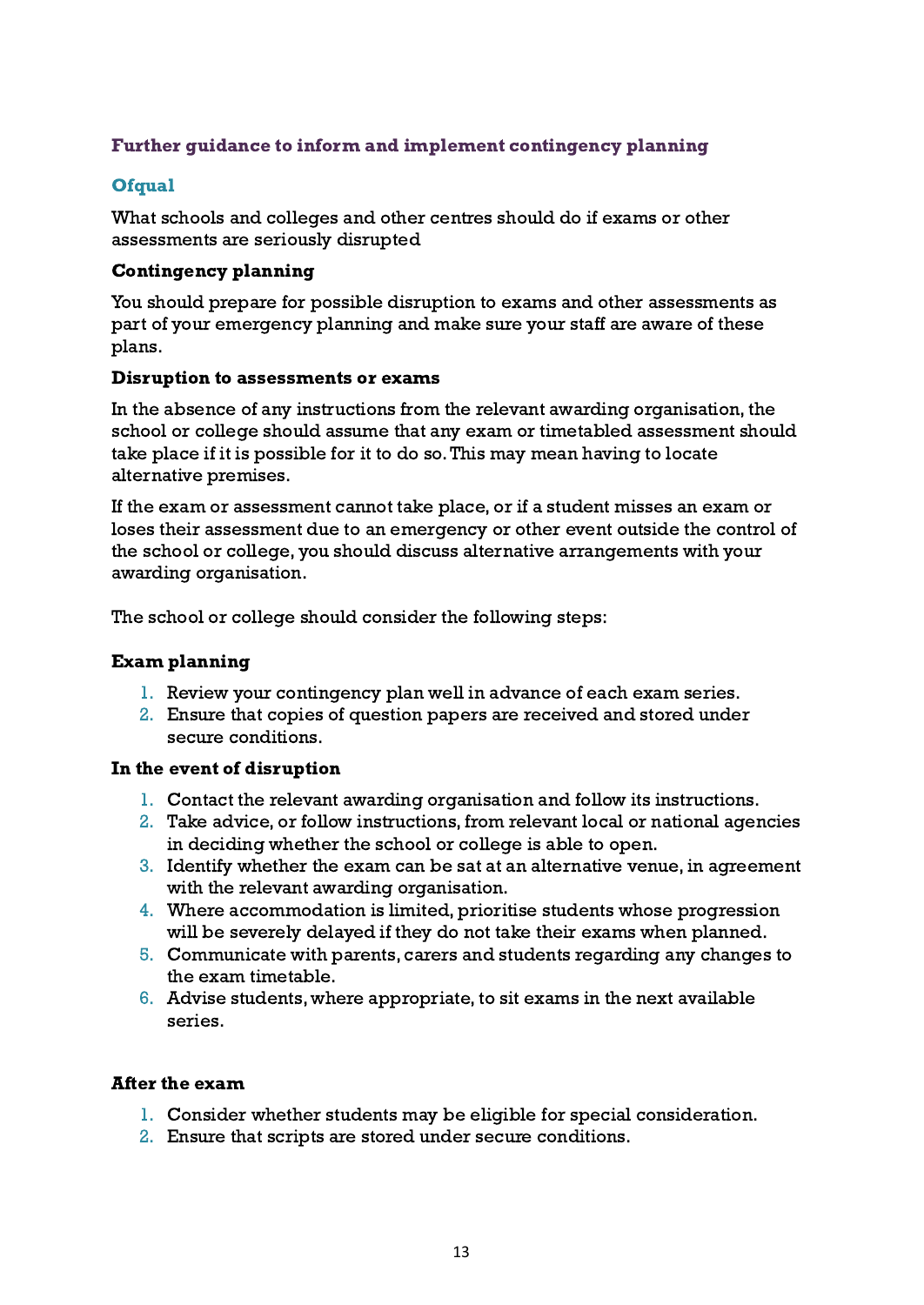## Further guidance to inform and implement contingency planning

### Ofqual

What schools and colleges and other centres should do if exams or other assessments are seriously disrupted

#### Contingency planning

You should prepare for possible disruption to exams and other assessments as part of your emergency planning and make sure your staff are aware of these plans.

#### Disruption to assessments or exams

In the absence of any instructions from the relevant awarding organisation, the school or college should assume that any exam or timetabled assessment should take place if it is possible for it to do so. This may mean having to locate alternative premises.

If the exam or assessment cannot take place, or if a student misses an exam or loses their assessment due to an emergency or other event outside the control of the school or college, you should discuss alternative arrangements with your awarding organisation.

The school or college should consider the following steps:

#### Exam planning

1. Review your contingency plan well in advance of each exam series.
2. Ensure that copies of question papers are received and stored under secure conditions.

#### In the event of disruption

1. Contact the relevant awarding organisation and follow its instructions.
2. Take advice, or follow instructions, from relevant local or national agencies in deciding whether the school or college is able to open.
3. Identify whether the exam can be sat at an alternative venue, in agreement with the relevant awarding organisation.
4. Where accommodation is limited, prioritise students whose progression will be severely delayed if they do not take their exams when planned.
5. Communicate with parents, carers and students regarding any changes to the exam timetable.
6. Advise students, where appropriate, to sit exams in the next available series.

#### After the exam

1. Consider whether students may be eligible for special consideration.
2. Ensure that scripts are stored under secure conditions.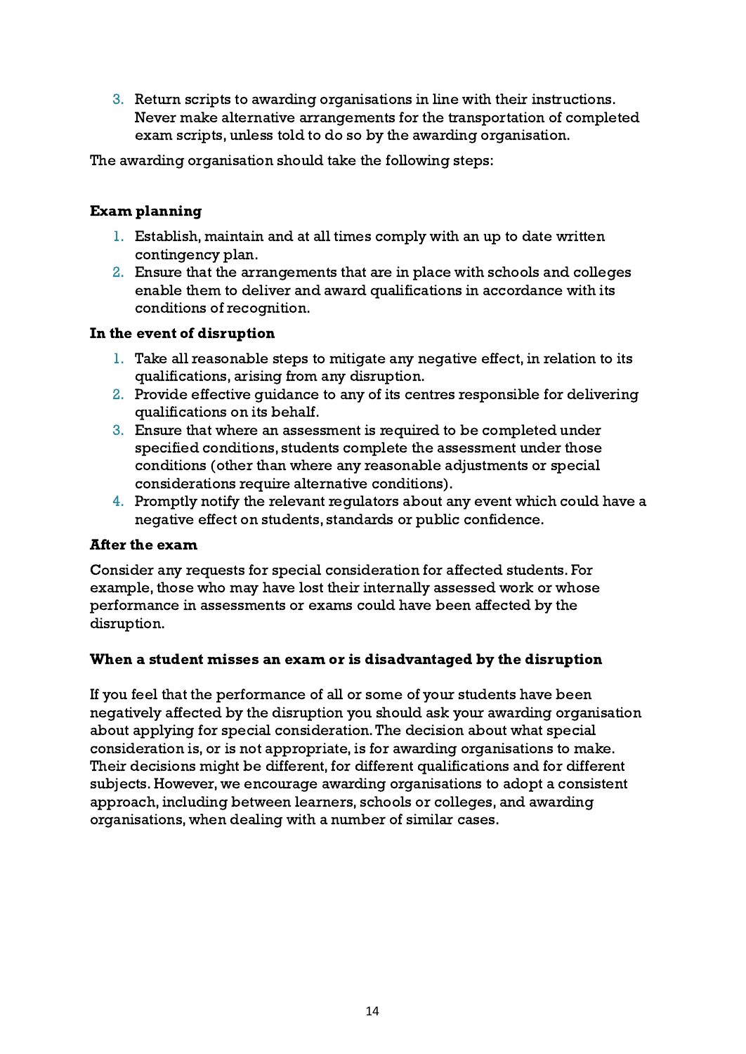3. Return scripts to awarding organisations in line with their instructions. Never make alternative arrangements for the transportation of completed exam scripts, unless told to do so by the awarding organisation.

The awarding organisation should take the following steps:

**Exam planning**

1. Establish, maintain and at all times comply with an up to date written contingency plan.
2. Ensure that the arrangements that are in place with schools and colleges enable them to deliver and award qualifications in accordance with its conditions of recognition.

**In the event of disruption**

1. Take all reasonable steps to mitigate any negative effect, in relation to its qualifications, arising from any disruption.
2. Provide effective guidance to any of its centres responsible for delivering qualifications on its behalf.
3. Ensure that where an assessment is required to be completed under specified conditions, students complete the assessment under those conditions (other than where any reasonable adjustments or special considerations require alternative conditions).
4. Promptly notify the relevant regulators about any event which could have a negative effect on students, standards or public confidence.

**After the exam**

Consider any requests for special consideration for affected students. For example, those who may have lost their internally assessed work or whose performance in assessments or exams could have been affected by the disruption.

**When a student misses an exam or is disadvantaged by the disruption**

If you feel that the performance of all or some of your students have been negatively affected by the disruption you should ask your awarding organisation about applying for special consideration. The decision about what special consideration is, or is not appropriate, is for awarding organisations to make. Their decisions might be different, for different qualifications and for different subjects. However, we encourage awarding organisations to adopt a consistent approach, including between learners, schools or colleges, and awarding organisations, when dealing with a number of similar cases.